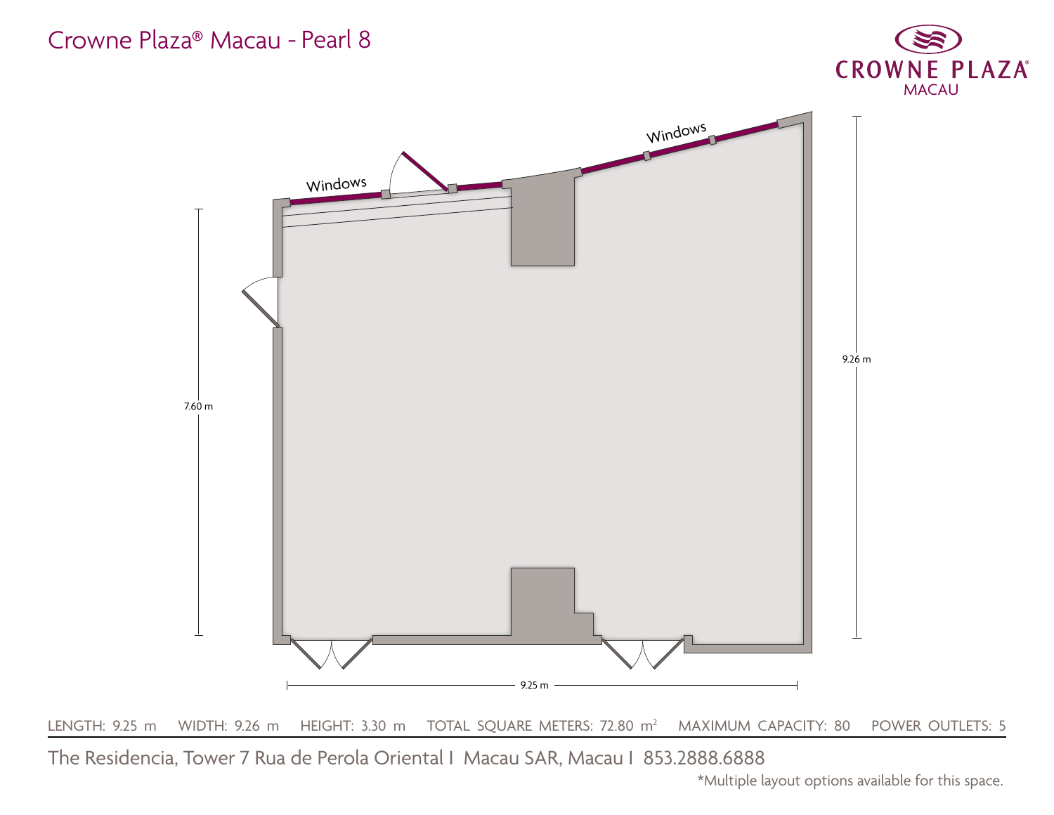# Crowne Plaza® Macau - Pearl 8

CROWNE PLAZA®
MACAU

Windows

Windows

7.60 m

9.26 m

9.25 m

LENGTH: 9.25 m WIDTH: 9.26 m HEIGHT: 3.30 m TOTAL SQUARE METERS: 72.80 $m^2$ MAXIMUM CAPACITY: 80 POWER OUTLETS: 5

The Residencia, Tower 7 Rua de Perola Oriental I Macau SAR, Macau I 853.2888.6888

*Multiple layout options available for this space.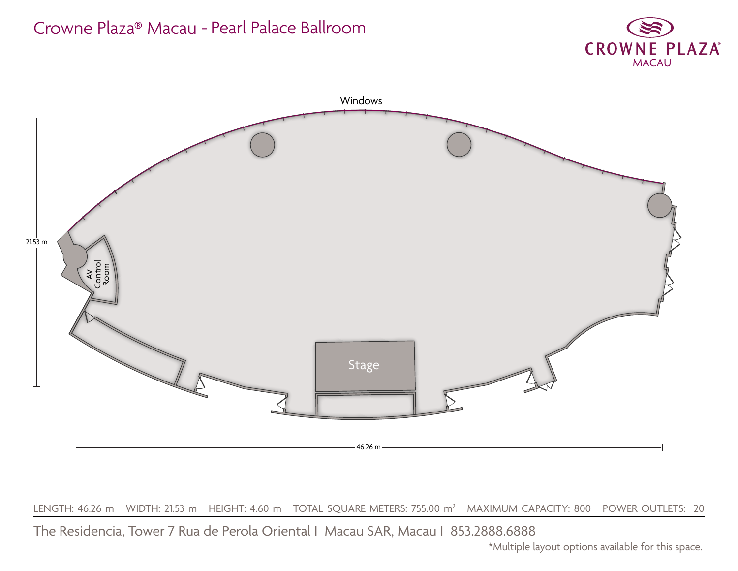# Crowne Plaza® Macau - Pearl Palace Ballroom

CROWNE PLAZA®
MACAU

Windows

21.53 m

AV Control Room

Stage

46.26 m

LENGTH: 46.26 m WIDTH: 21.53 m HEIGHT: 4.60 m TOTAL SQUARE METERS: 755.00 $m^2$ MAXIMUM CAPACITY: 800 POWER OUTLETS: 20

The Residencia, Tower 7 Rua de Perola Oriental I Macau SAR, Macau I 853.2888.6888

*Multiple layout options available for this space.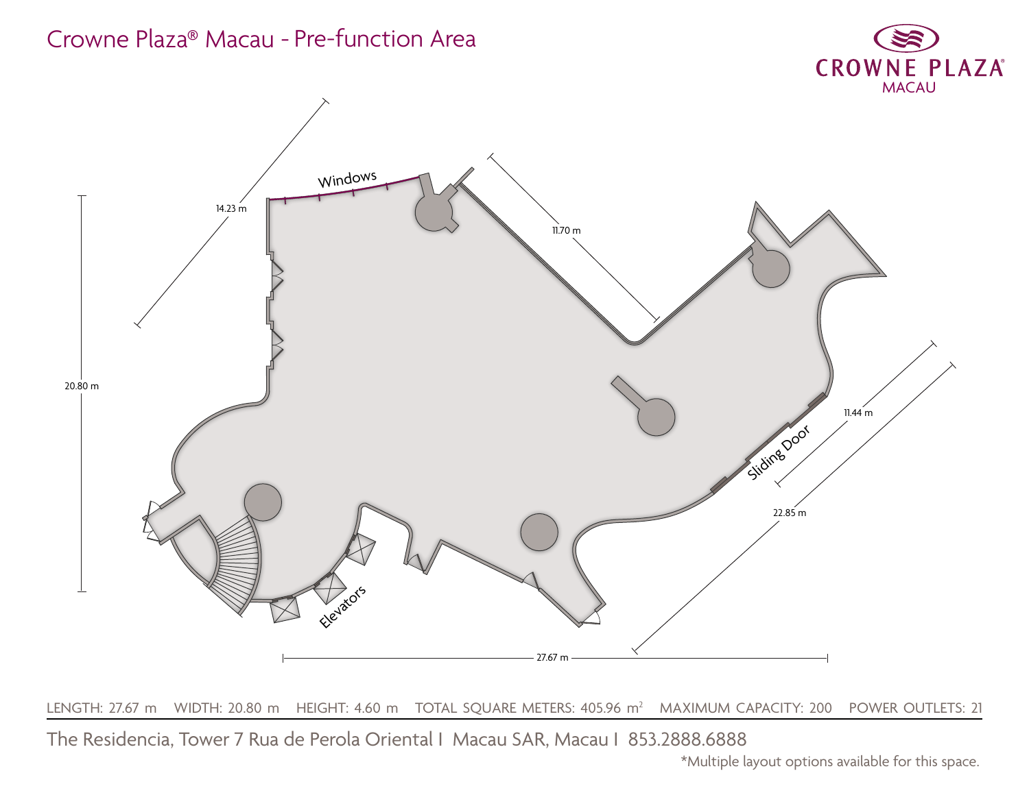# Crowne Plaza® Macau - Pre-function Area

CROWNE PLAZA®
MACAU

Windows

14.23 m

11.70 m

20.80 m

11.44 m

Sliding Door

22.85 m

Elevators

27.67 m

LENGTH: 27.67 m WIDTH: 20.80 m HEIGHT: 4.60 m TOTAL SQUARE METERS: 405.96 $m^2$ MAXIMUM CAPACITY: 200 POWER OUTLETS: 21

The Residencia, Tower 7 Rua de Perola Oriental I Macau SAR, Macau I 853.2888.6888

*Multiple layout options available for this space.